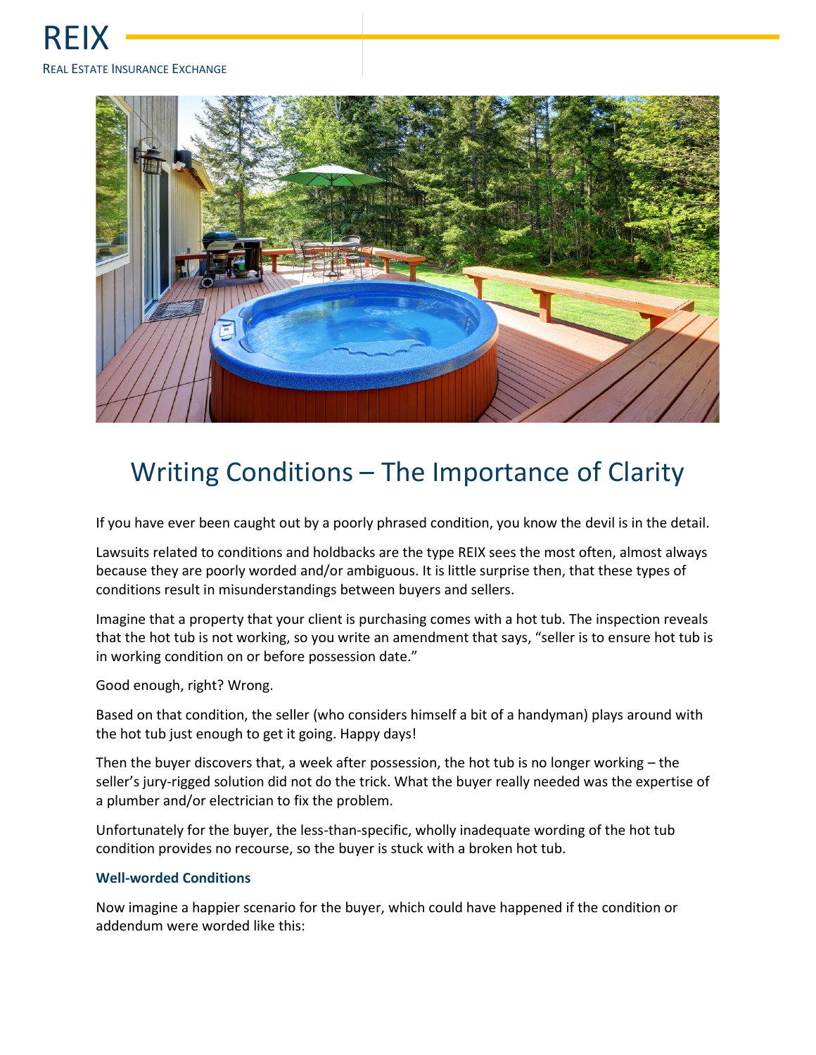REIX

REAL ESTATE INSURANCE EXCHANGE

# Writing Conditions – The Importance of Clarity

If you have ever been caught out by a poorly phrased condition, you know the devil is in the detail.

Lawsuits related to conditions and holdbacks are the type REIX sees the most often, almost always because they are poorly worded and/or ambiguous. It is little surprise then, that these types of conditions result in misunderstandings between buyers and sellers.

Imagine that a property that your client is purchasing comes with a hot tub. The inspection reveals that the hot tub is not working, so you write an amendment that says, "seller is to ensure hot tub is in working condition on or before possession date."

Good enough, right? Wrong.

Based on that condition, the seller (who considers himself a bit of a handyman) plays around with the hot tub just enough to get it going. Happy days!

Then the buyer discovers that, a week after possession, the hot tub is no longer working – the seller's jury-rigged solution did not do the trick. What the buyer really needed was the expertise of a plumber and/or electrician to fix the problem.

Unfortunately for the buyer, the less-than-specific, wholly inadequate wording of the hot tub condition provides no recourse, so the buyer is stuck with a broken hot tub.

### Well-worded Conditions

Now imagine a happier scenario for the buyer, which could have happened if the condition or addendum were worded like this: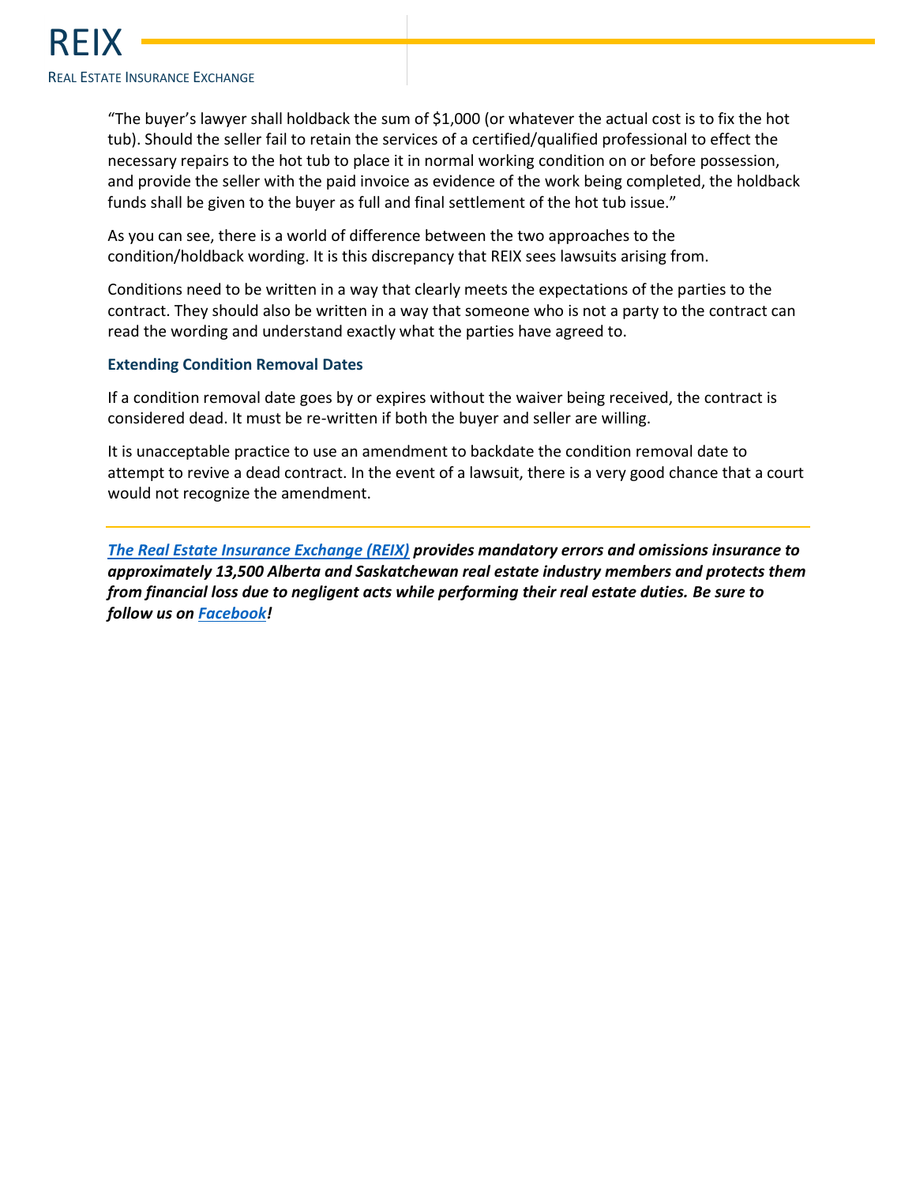"The buyer's lawyer shall holdback the sum of $1,000 (or whatever the actual cost is to fix the hot tub). Should the seller fail to retain the services of a certified/qualified professional to effect the necessary repairs to the hot tub to place it in normal working condition on or before possession, and provide the seller with the paid invoice as evidence of the work being completed, the holdback funds shall be given to the buyer as full and final settlement of the hot tub issue."

As you can see, there is a world of difference between the two approaches to the condition/holdback wording. It is this discrepancy that REIX sees lawsuits arising from.

Conditions need to be written in a way that clearly meets the expectations of the parties to the contract. They should also be written in a way that someone who is not a party to the contract can read the wording and understand exactly what the parties have agreed to.

### Extending Condition Removal Dates

If a condition removal date goes by or expires without the waiver being received, the contract is considered dead. It must be re-written if both the buyer and seller are willing.

It is unacceptable practice to use an amendment to backdate the condition removal date to attempt to revive a dead contract. In the event of a lawsuit, there is a very good chance that a court would not recognize the amendment.

---

***The Real Estate Insurance Exchange (REIX) provides mandatory errors and omissions insurance to approximately 13,500 Alberta and Saskatchewan real estate industry members and protects them from financial loss due to negligent acts while performing their real estate duties. Be sure to follow us on Facebook!***